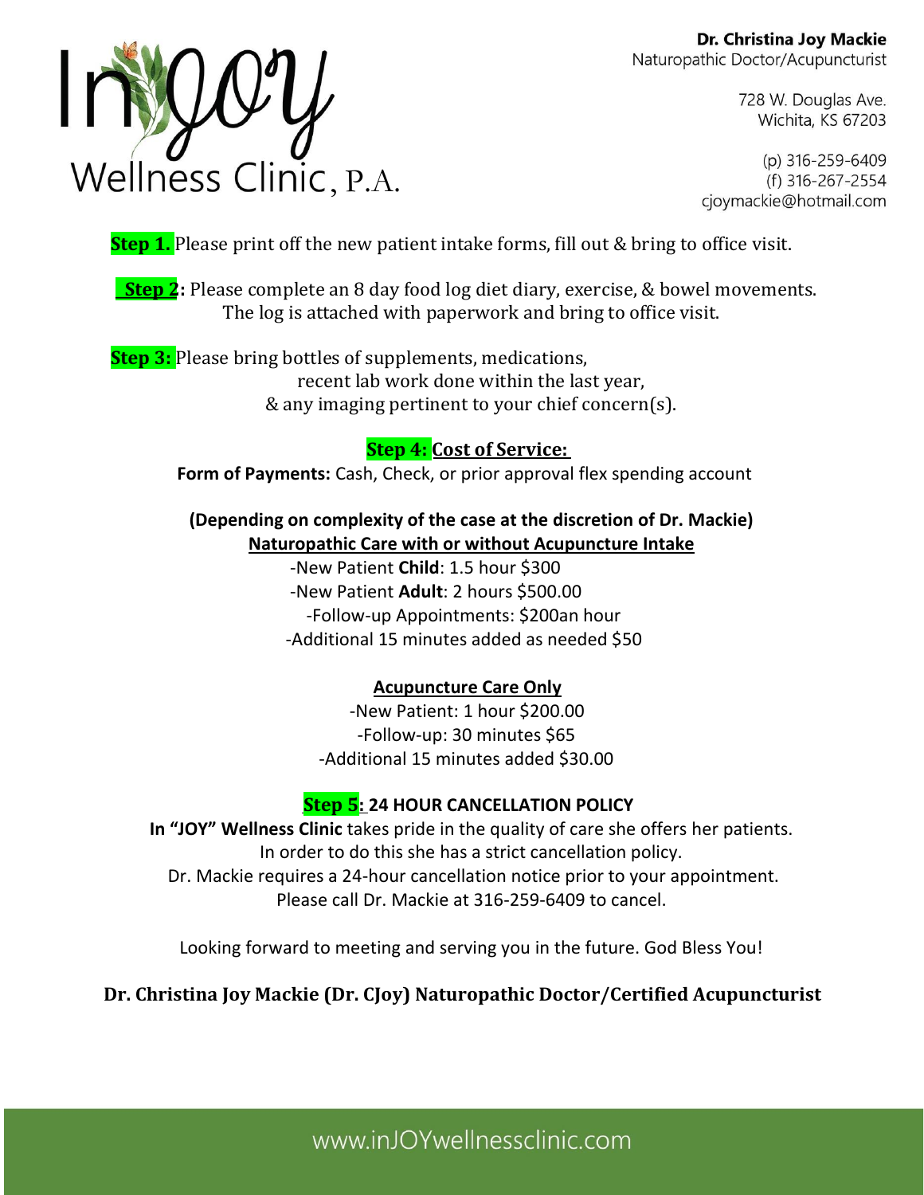# InJOY Wellness Clinic, P.A.

**Dr. Christina Joy Mackie**
Naturopathic Doctor/Acupuncturist

728 W. Douglas Ave.
Wichita, KS 67203

(p) 316-259-6409
(f) 316-267-2554
cjoymackie@hotmail.com

**Step 1.** Please print off the new patient intake forms, fill out & bring to office visit.

**Step 2:** Please complete an 8 day food log diet diary, exercise, & bowel movements. The log is attached with paperwork and bring to office visit.

**Step 3:** Please bring bottles of supplements, medications, recent lab work done within the last year, & any imaging pertinent to your chief concern(s).

**Step 4: Cost of Service:**

**Form of Payments:** Cash, Check, or prior approval flex spending account

**(Depending on complexity of the case at the discretion of Dr. Mackie)**

**Naturopathic Care with or without Acupuncture Intake**

- New Patient **Child**: 1.5 hour $300
- New Patient **Adult**: 2 hours $500.00
- Follow-up Appointments: $200an hour
- Additional 15 minutes added as needed $50

**Acupuncture Care Only**

- New Patient: 1 hour $200.00
- Follow-up: 30 minutes $65
- Additional 15 minutes added $30.00

**Step 5: 24 HOUR CANCELLATION POLICY**

**In "JOY" Wellness Clinic** takes pride in the quality of care she offers her patients. In order to do this she has a strict cancellation policy. Dr. Mackie requires a 24-hour cancellation notice prior to your appointment. Please call Dr. Mackie at 316-259-6409 to cancel.

Looking forward to meeting and serving you in the future. God Bless You!

**Dr. Christina Joy Mackie (Dr. CJoy) Naturopathic Doctor/Certified Acupuncturist**

www.inJOYwellnessclinic.com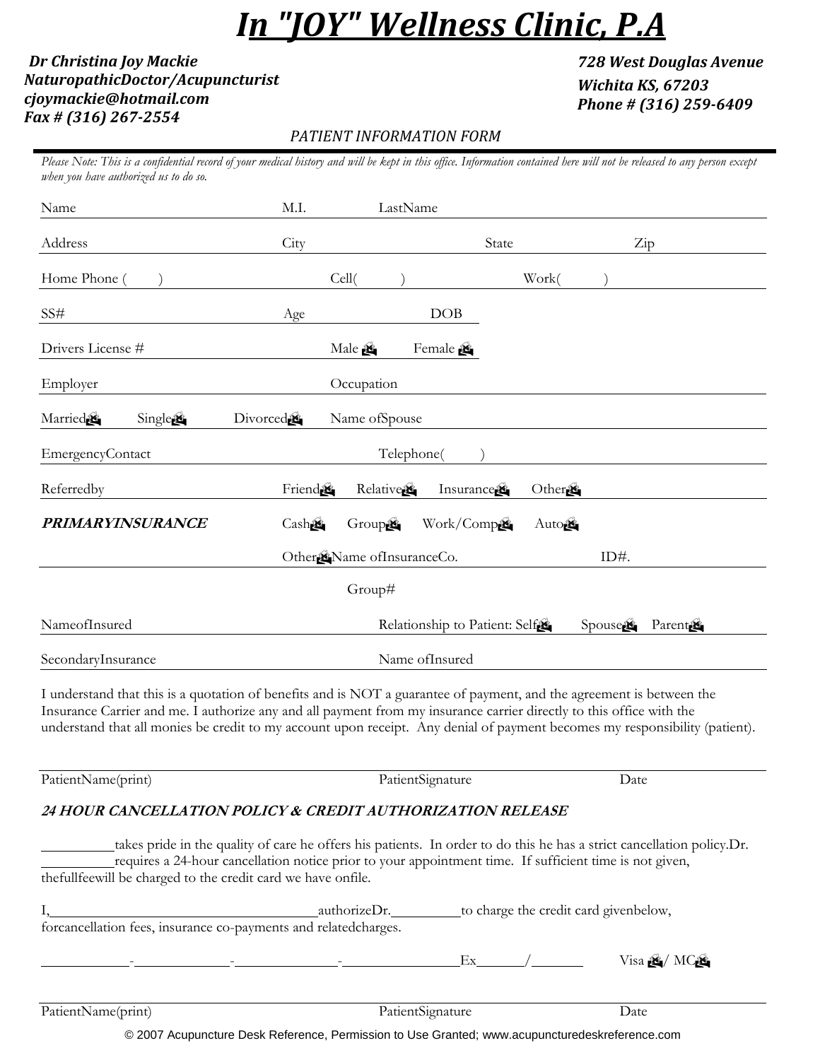# *In "JOY" Wellness Clinic, P.A*

***Dr Christina Joy Mackie***
***NaturopathicDoctor/Acupuncturist***
***cjoymackie@hotmail.com***
***Fax # (316) 267-2554***

***728 West Douglas Avenue***
***Wichita KS, 67203***
***Phone # (316) 259-6409***

*PATIENT INFORMATION FORM*

*Please Note: This is a confidential record of your medical history and will be kept in this office. Information contained here will not be released to any person except when you have authorized us to do so.*

Name M.I. LastName

Address City State Zip

Home Phone ( ) Cell( ) Work( )

SS# Age DOB

Drivers License # Male ☐ Female ☐

Employer Occupation

Married☐ Single☐ Divorced☐ Name ofSpouse

EmergencyContact Telephone( )

Referredby Friend☐ Relative☐ Insurance☐ Other☐

***PRIMARYINSURANCE*** Cash☐ Group☐ Work/Comp☐ Auto☐

Other☐ Name ofInsuranceCo. ID#.

Group#

NameofInsured Relationship to Patient: Self☐ Spouse☐ Parent☐

SecondaryInsurance Name ofInsured

I understand that this is a quotation of benefits and is NOT a guarantee of payment, and the agreement is between the Insurance Carrier and me. I authorize any and all payment from my insurance carrier directly to this office with the understand that all monies be credit to my account upon receipt. Any denial of payment becomes my responsibility (patient).

PatientName(print) PatientSignature Date

***24 HOUR CANCELLATION POLICY & CREDIT AUTHORIZATION RELEASE***

__________takes pride in the quality of care he offers his patients. In order to do this he has a strict cancellation policy.Dr. __________requires a 24-hour cancellation notice prior to your appointment time. If sufficient time is not given, thefullfeewill be charged to the credit card we have onfile.

I,____________________________________authorizeDr.__________to charge the credit card givenbelow, forcancellation fees, insurance co-payments and relatedcharges.

____________-_____________-______________-________________Ex______/_______ Visa ☐/ MC☐

PatientName(print) PatientSignature Date

© 2007 Acupuncture Desk Reference, Permission to Use Granted; www.acupuncturedeskreference.com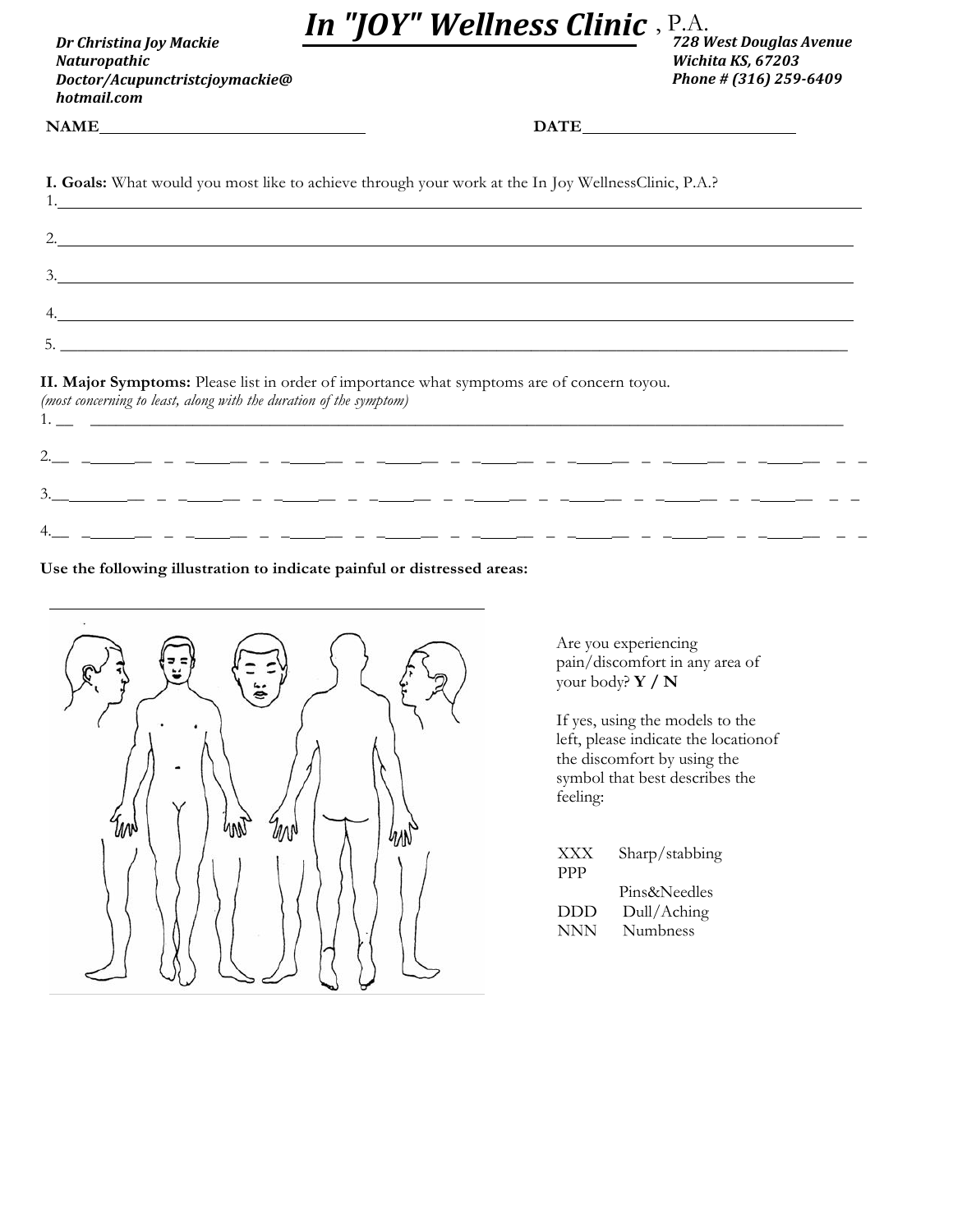# *In "JOY" Wellness Clinic* , P.A.

***Dr Christina Joy Mackie***
***Naturopathic Doctor/Acupunctristcjoymackie@hotmail.com***

***728 West Douglas Avenue***
***Wichita KS, 67203***
***Phone # (316) 259-6409***

**NAME**________________________________ **DATE**__________________________

**I. Goals:** What would you most like to achieve through your work at the In Joy WellnessClinic, P.A.?

1.________________________________________________________________________________

2.________________________________________________________________________________

3.________________________________________________________________________________

4.________________________________________________________________________________

5.________________________________________________________________________________

**II. Major Symptoms:** Please list in order of importance what symptoms are of concern toyou.
*(most concerning to least, along with the duration of the symptom)*

1. __ ______________________________________________________________________________

2.__ ______________________________________________________________________________

3.________________________________________________________________________________

4.__ ______________________________________________________________________________

**Use the following illustration to indicate painful or distressed areas:**

Are you experiencing pain/discomfort in any area of your body? **Y / N**

If yes, using the models to the left, please indicate the locationof the discomfort by using the symbol that best describes the feeling:

XXX Sharp/stabbing
PPP Pins&Needles
DDD Dull/Aching
NNN Numbness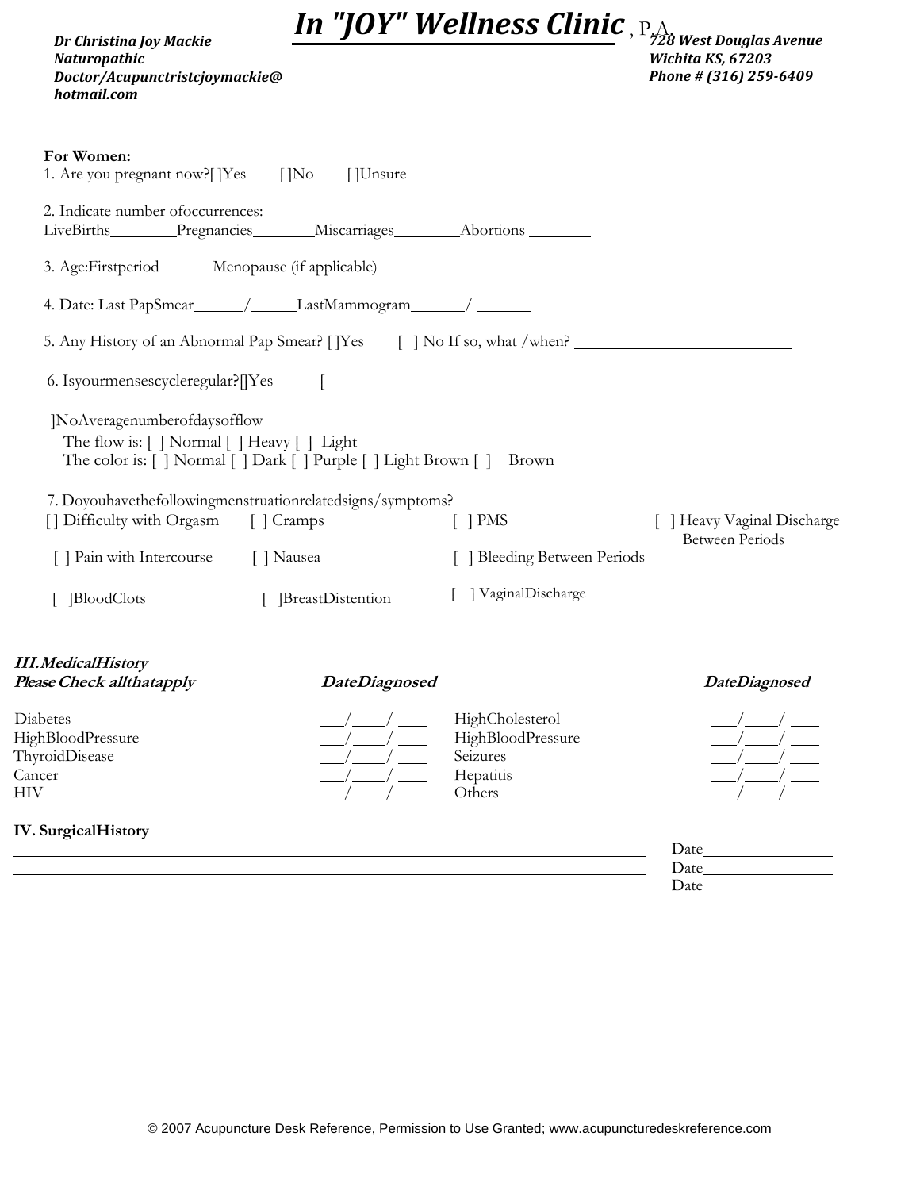# In "JOY" Wellness Clinic, P.A.

***Dr Christina Joy Mackie***
***Naturopathic Doctor/Acupuncturist cjoymackie@hotmail.com***

***728 West Douglas Avenue***
***Wichita KS, 67203***
***Phone # (316) 259-6409***

**For Women:**

1. Are you pregnant now? [ ]Yes [ ]No [ ]Unsure

2. Indicate number of occurrences:
LiveBirths________ Pregnancies________ Miscarriages________ Abortions ________

3. Age: First period______ Menopause (if applicable) ______

4. Date: Last PapSmear______/______ LastMammogram______/ ______

5. Any History of an Abnormal Pap Smear? [ ]Yes [ ] No If so, what /when? ____________________________

6. Is your menses cycle regular? [ ]Yes [ ]No Average number of days of flow_____
The flow is: [ ] Normal [ ] Heavy [ ] Light
The color is: [ ] Normal [ ] Dark [ ] Purple [ ] Light Brown [ ] Brown

7. Do you have the following menstruation related signs/symptoms?

[ ] Difficulty with Orgasm [ ] Cramps [ ] PMS [ ] Heavy Vaginal Discharge Between Periods
[ ] Pain with Intercourse [ ] Nausea [ ] Bleeding Between Periods
[ ] BloodClots [ ] BreastDistention [ ] VaginalDischarge

***III. Medical History***
***Please Check all that apply***

| | *Date Diagnosed* | | *Date Diagnosed* |
|---|---|---|---|
| Diabetes | ___/____/ ___ | High Cholesterol | ___/____/ ___ |
| High Blood Pressure | ___/____/ ___ | High Blood Pressure | ___/____/ ___ |
| Thyroid Disease | ___/____/ ___ | Seizures | ___/____/ ___ |
| Cancer | ___/____/ ___ | Hepatitis | ___/____/ ___ |
| HIV | ___/____/ ___ | Others | ___/____/ ___ |

**IV. Surgical History**

____________________________________________ Date______________
____________________________________________ Date______________
____________________________________________ Date______________

© 2007 Acupuncture Desk Reference, Permission to Use Granted; www.acupuncturedeskreference.com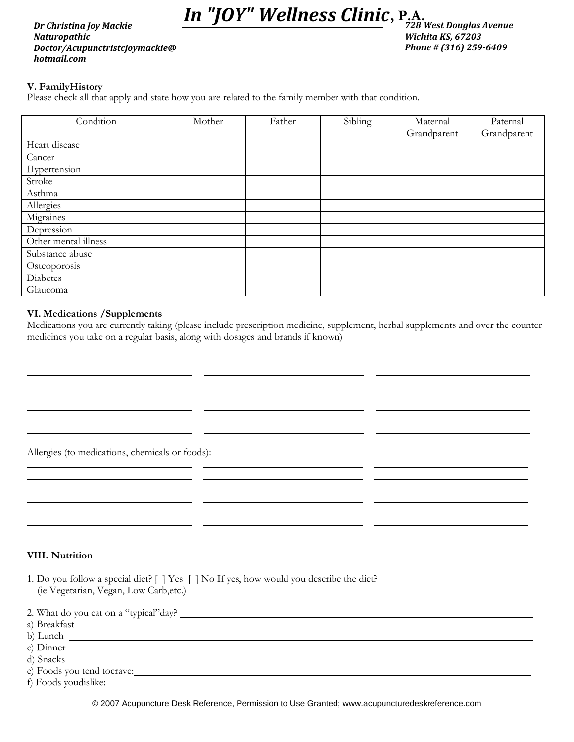# In "JOY" Wellness Clinic, P.A.

*Dr Christina Joy Mackie*
*Naturopathic Doctor/Acupuncturist cjoymackie@hotmail.com*

*728 West Douglas Avenue*
*Wichita KS, 67203*
*Phone # (316) 259-6409*

**V. FamilyHistory**

Please check all that apply and state how you are related to the family member with that condition.

| Condition | Mother | Father | Sibling | Maternal Grandparent | Paternal Grandparent |
|---|---|---|---|---|---|
| Heart disease | | | | | |
| Cancer | | | | | |
| Hypertension | | | | | |
| Stroke | | | | | |
| Asthma | | | | | |
| Allergies | | | | | |
| Migraines | | | | | |
| Depression | | | | | |
| Other mental illness | | | | | |
| Substance abuse | | | | | |
| Osteoporosis | | | | | |
| Diabetes | | | | | |
| Glaucoma | | | | | |

**VI. Medications /Supplements**

Medications you are currently taking (please include prescription medicine, supplement, herbal supplements and over the counter medicines you take on a regular basis, along with dosages and brands if known)

_______________________________ _______________________________ _______________________________
_______________________________ _______________________________ _______________________________
_______________________________ _______________________________ _______________________________
_______________________________ _______________________________ _______________________________
_______________________________ _______________________________ _______________________________
_______________________________ _______________________________ _______________________________
_______________________________ _______________________________ _______________________________

Allergies (to medications, chemicals or foods):

_______________________________ _______________________________ _______________________________
_______________________________ _______________________________ _______________________________
_______________________________ _______________________________ _______________________________
_______________________________ _______________________________ _______________________________
_______________________________ _______________________________ _______________________________
_______________________________ _______________________________ _______________________________

**VIII. Nutrition**

1. Do you follow a special diet? [ ] Yes [ ] No If yes, how would you describe the diet? (ie Vegetarian, Vegan, Low Carb,etc.)

_______________________________________________________________________________

2. What do you eat on a "typical"day? _______________________________________________

a) Breakfast _______________________________________________________________

b) Lunch _________________________________________________________________

c) Dinner _________________________________________________________________

d) Snacks _________________________________________________________________

e) Foods you tend tocrave: ____________________________________________________

f) Foods youdislike: _______________________________________________________

© 2007 Acupuncture Desk Reference, Permission to Use Granted; www.acupuncturedeskreference.com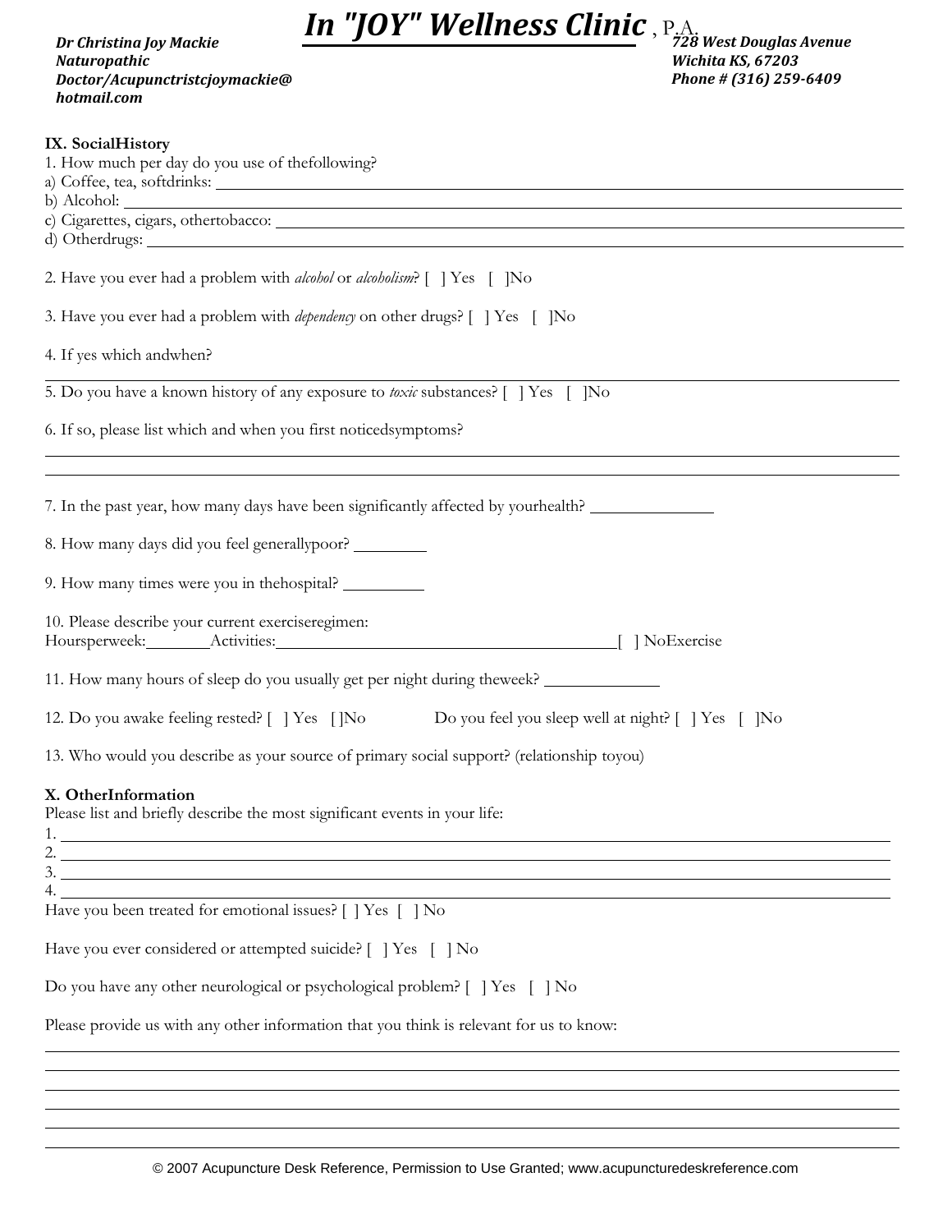Dr Christina Joy Mackie
Naturopathic
Doctor/Acupuncturistcjoymackie@
hotmail.com

# *In "JOY" Wellness Clinic* , P.A.

728 West Douglas Avenue
Wichita KS, 67203
Phone # (316) 259-6409

**IX. SocialHistory**

1. How much per day do you use of thefollowing?
a) Coffee, tea, softdrinks: \_\_\_\_\_\_\_\_\_\_\_\_\_\_\_\_\_\_\_\_
b) Alcohol: \_\_\_\_\_\_\_\_\_\_\_\_\_\_\_\_\_\_\_\_
c) Cigarettes, cigars, othertobacco: \_\_\_\_\_\_\_\_\_\_\_\_\_\_\_\_\_\_\_\_
d) Otherdrugs: \_\_\_\_\_\_\_\_\_\_\_\_\_\_\_\_\_\_\_\_

2. Have you ever had a problem with *alcohol* or *alcoholism*? [ ] Yes [ ]No

3. Have you ever had a problem with *dependency* on other drugs? [ ] Yes [ ]No

4. If yes which andwhen?

\_\_\_\_\_\_\_\_\_\_\_\_\_\_\_\_\_\_\_\_

5. Do you have a known history of any exposure to *toxic* substances? [ ] Yes [ ]No

6. If so, please list which and when you first noticedsymptoms?

\_\_\_\_\_\_\_\_\_\_\_\_\_\_\_\_\_\_\_\_

\_\_\_\_\_\_\_\_\_\_\_\_\_\_\_\_\_\_\_\_

7. In the past year, how many days have been significantly affected by yourhealth? \_\_\_\_\_\_\_\_\_\_

8. How many days did you feel generallypoor? \_\_\_\_\_\_\_\_\_\_

9. How many times were you in thehospital? \_\_\_\_\_\_\_\_\_\_

10. Please describe your current exerciseregimen:
Hoursperweek:\_\_\_\_\_\_\_\_ Activities:\_\_\_\_\_\_\_\_\_\_\_\_\_\_\_\_\_\_\_\_ [ ] NoExercise

11. How many hours of sleep do you usually get per night during theweek? \_\_\_\_\_\_\_\_\_\_

12. Do you awake feeling rested? [ ] Yes [ ]No Do you feel you sleep well at night? [ ] Yes [ ]No

13. Who would you describe as your source of primary social support? (relationship toyou)

**X. OtherInformation**

Please list and briefly describe the most significant events in your life:

1. \_\_\_\_\_\_\_\_\_\_\_\_\_\_\_\_\_\_\_\_
2. \_\_\_\_\_\_\_\_\_\_\_\_\_\_\_\_\_\_\_\_
3. \_\_\_\_\_\_\_\_\_\_\_\_\_\_\_\_\_\_\_\_
4. \_\_\_\_\_\_\_\_\_\_\_\_\_\_\_\_\_\_\_\_

Have you been treated for emotional issues? [ ] Yes [ ] No

Have you ever considered or attempted suicide? [ ] Yes [ ] No

Do you have any other neurological or psychological problem? [ ] Yes [ ] No

Please provide us with any other information that you think is relevant for us to know:

\_\_\_\_\_\_\_\_\_\_\_\_\_\_\_\_\_\_\_\_

\_\_\_\_\_\_\_\_\_\_\_\_\_\_\_\_\_\_\_\_

\_\_\_\_\_\_\_\_\_\_\_\_\_\_\_\_\_\_\_\_

\_\_\_\_\_\_\_\_\_\_\_\_\_\_\_\_\_\_\_\_

\_\_\_\_\_\_\_\_\_\_\_\_\_\_\_\_\_\_\_\_

\_\_\_\_\_\_\_\_\_\_\_\_\_\_\_\_\_\_\_\_

© 2007 Acupuncture Desk Reference, Permission to Use Granted; www.acupuncturedeskreference.com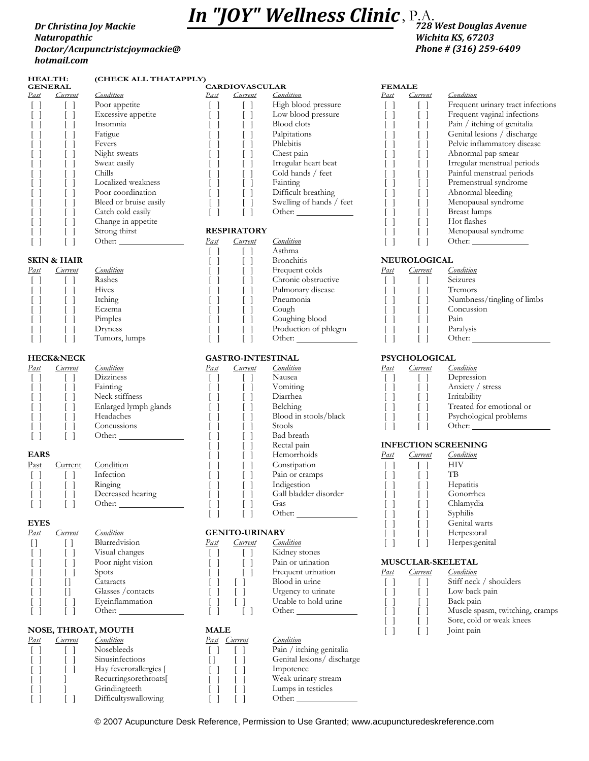# In "JOY" Wellness Clinic, P.A.

*Dr Christina Joy Mackie*
*Naturopathic Doctor/Acupuncturistcjoymackie@hotmail.com*

*728 West Douglas Avenue*
*Wichita KS, 67203*
*Phone # (316) 259-6409*

**HEALTH: (CHECK ALL THATAPPLY)**

**GENERAL**

| Past | Current | Condition |
|---|---|---|
| [ ] | [ ] | Poor appetite |
| [ ] | [ ] | Excessive appetite |
| [ ] | [ ] | Insomnia |
| [ ] | [ ] | Fatigue |
| [ ] | [ ] | Fevers |
| [ ] | [ ] | Night sweats |
| [ ] | [ ] | Sweat easily |
| [ ] | [ ] | Chills |
| [ ] | [ ] | Localized weakness |
| [ ] | [ ] | Poor coordination |
| [ ] | [ ] | Bleed or bruise easily |
| [ ] | [ ] | Catch cold easily |
| [ ] | [ ] | Change in appetite |
| [ ] | [ ] | Strong thirst |
| [ ] | [ ] | Other: ______ |

**SKIN & HAIR**

| Past | Current | Condition |
|---|---|---|
| [ ] | [ ] | Rashes |
| [ ] | [ ] | Hives |
| [ ] | [ ] | Itching |
| [ ] | [ ] | Eczema |
| [ ] | [ ] | Pimples |
| [ ] | [ ] | Dryness |
| [ ] | [ ] | Tumors, lumps |

**HECK&NECK**

| Past | Current | Condition |
|---|---|---|
| [ ] | [ ] | Dizziness |
| [ ] | [ ] | Fainting |
| [ ] | [ ] | Neck stiffness |
| [ ] | [ ] | Enlarged lymph glands |
| [ ] | [ ] | Headaches |
| [ ] | [ ] | Concussions |
| [ ] | [ ] | Other: ______ |

**EARS**

| Past | Current | Condition |
|---|---|---|
| [ ] | [ ] | Infection |
| [ ] | [ ] | Ringing |
| [ ] | [ ] | Decreased hearing |
| [ ] | [ ] | Other: ______ |

**EYES**

| Past | Current | Condition |
|---|---|---|
| [] | [ ] | Blurredvision |
| [ ] | [ ] | Visual changes |
| [ ] | [ ] | Poor night vision |
| [ ] | [ ] | Spots |
| [ ] | [] | Cataracts |
| [ ] | [] | Glasses /contacts |
| [ ] | [ ] | Eyeinflammation |
| [ ] | [ ] | Other: ______ |

**NOSE, THROAT, MOUTH**

| Past | Current | Condition |
|---|---|---|
| [ ] | [ ] | Nosebleeds |
| [ ] | [ ] | Sinusinfections |
| [ ] | [ ] | Hay feverorallergies [ |
| [ ] | ] | Recurringsorethroats[ |
| [ ] | ] | Grindingteeth |
| [ ] | [ ] | Difficultyswallowing |

**CARDIOVASCULAR**

| Past | Current | Condition |
|---|---|---|
| [ ] | [ ] | High blood pressure |
| [ ] | [ ] | Low blood pressure |
| [ ] | [ ] | Blood clots |
| [ ] | [ ] | Palpitations |
| [ ] | [ ] | Phlebitis |
| [ ] | [ ] | Chest pain |
| [ ] | [ ] | Irregular heart beat |
| [ ] | [ ] | Cold hands / feet |
| [ ] | [ ] | Fainting |
| [ ] | [ ] | Difficult breathing |
| [ ] | [ ] | Swelling of hands / feet |
| [ ] | [ ] | Other: ______ |

**RESPIRATORY**

| Past | Current | Condition |
|---|---|---|
| [ ] | [ ] | Asthma |
| [ ] | [ ] | Bronchitis |
| [ ] | [ ] | Frequent colds |
| [ ] | [ ] | Chronic obstructive |
| [ ] | [ ] | Pulmonary disease |
| [ ] | [ ] | Pneumonia |
| [ ] | [ ] | Cough |
| [ ] | [ ] | Coughing blood |
| [ ] | [ ] | Production of phlegm |
| [ ] | [ ] | Other: ______ |

**GASTRO-INTESTINAL**

| Past | Current | Condition |
|---|---|---|
| [ ] | [ ] | Nausea |
| [ ] | [ ] | Vomiting |
| [ ] | [ ] | Diarrhea |
| [ ] | [ ] | Belching |
| [ ] | [ ] | Blood in stools/black |
| [ ] | [ ] | Stools |
| [ ] | [ ] | Bad breath |
| [ ] | [ ] | Rectal pain |
| [ ] | [ ] | Hemorrhoids |
| [ ] | [ ] | Constipation |
| [ ] | [ ] | Pain or cramps |
| [ ] | [ ] | Indigestion |
| [ ] | [ ] | Gall bladder disorder |
| [ ] | [ ] | Gas |
| [ ] | [ ] | Other: ______ |

**GENITO-URINARY**

| Past | Current | Condition |
|---|---|---|
| [ ] | [ ] | Kidney stones |
| [ ] | [ ] | Pain or urination |
| [ ] | [ ] | Frequent urination |
| [ ] | [ ] | Blood in urine |
| [ ] | [ ] | Urgency to urinate |
| [ ] | [ ] | Unable to hold urine |
| [ ] | [ ] | Other: ______ |

**MALE**

| Past | Current | Condition |
|---|---|---|
| [ ] | [ ] | Pain / itching genitalia |
| [] | [ ] | Genital lesions/ discharge |
| [ ] | [ ] | Impotence |
| [ ] | [ ] | Weak urinary stream |
| [ ] | [ ] | Lumps in testicles |
| [ ] | [ ] | Other: ______ |

**FEMALE**

| Past | Current | Condition |
|---|---|---|
| [ ] | [ ] | Frequent urinary tract infections |
| [ ] | [ ] | Frequent vaginal infections |
| [ ] | [ ] | Pain / itching of genitalia |
| [ ] | [ ] | Genital lesions / discharge |
| [ ] | [ ] | Pelvic inflammatory disease |
| [ ] | [ ] | Abnormal pap smear |
| [ ] | [ ] | Irregular menstrual periods |
| [ ] | [ ] | Painful menstrual periods |
| [ ] | [ ] | Premenstrual syndrome |
| [ ] | [ ] | Abnormal bleeding |
| [ ] | [ ] | Menopausal syndrome |
| [ ] | [ ] | Breast lumps |
| [ ] | [ ] | Hot flashes |
| [ ] | [ ] | Menopausal syndrome |
| [ ] | [ ] | Other: ______ |

**NEUROLOGICAL**

| Past | Current | Condition |
|---|---|---|
| [ ] | [ ] | Seizures |
| [ ] | [ ] | Tremors |
| [ ] | [ ] | Numbness/tingling of limbs |
| [ ] | [ ] | Concussion |
| [ ] | [ ] | Pain |
| [ ] | [ ] | Paralysis |
| [ ] | [ ] | Other: ______ |

**PSYCHOLOGICAL**

| Past | Current | Condition |
|---|---|---|
| [ ] | [ ] | Depression |
| [ ] | [ ] | Anxiety / stress |
| [ ] | [ ] | Irritability |
| [ ] | [ ] | Treated for emotional or |
| [ ] | [ ] | Psychological problems |
| [ ] | [ ] | Other: ______ |

**INFECTION SCREENING**

| Past | Current | Condition |
|---|---|---|
| [ ] | [ ] | HIV |
| [ ] | [ ] | TB |
| [ ] | [ ] | Hepatitis |
| [ ] | [ ] | Gonorrhea |
| [ ] | [ ] | Chlamydia |
| [ ] | [ ] | Syphilis |
| [ ] | [ ] | Genital warts |
| [ ] | [ ] | Herpes:oral |
| [ ] | [ ] | Herpes:genital |

**MUSCULAR-SKELETAL**

| Past | Current | Condition |
|---|---|---|
| [ ] | [ ] | Stiff neck / shoulders |
| [ ] | [ ] | Low back pain |
| [ ] | [ ] | Back pain |
| [ ] | [ ] | Muscle spasm, twitching, cramps |
| [ ] | [ ] | Sore, cold or weak knees |
| [ ] | [ ] | Joint pain |

© 2007 Acupuncture Desk Reference, Permission to Use Granted; www.acupuncturedeskreference.com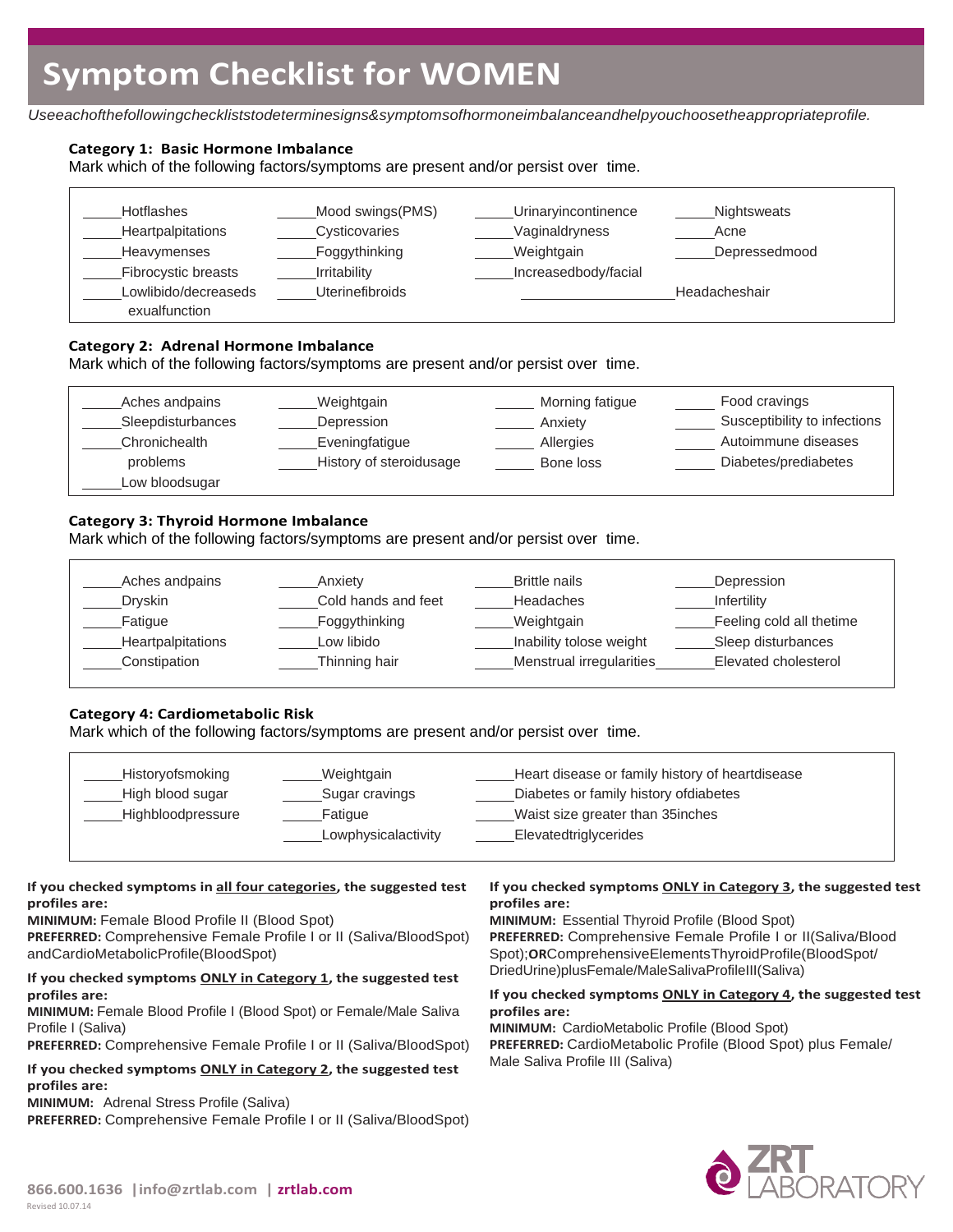# Symptom Checklist for WOMEN

*Useeachofthefollowingcheckliststodeterminesigns&symptomsofhormoneimbalanceandhelpyouchoosetheappropriateprofile.*

### Category 1: Basic Hormone Imbalance

Mark which of the following factors/symptoms are present and/or persist over time.

| | | | |
|---|---|---|---|
| _____Hotflashes | _____Mood swings(PMS) | _____Urinaryincontinence | _____Nightsweats |
| _____Heartpalpitations | _____Cysticovaries | _____Vaginaldryness | _____Acne |
| _____Heavymenses | _____Foggythinking | _____Weightgain | _____Depressedmood |
| _____Fibrocystic breasts | _____Irritability | _____Increasedbody/facial | |
| _____Lowlibido/decreasedsexualfunction | _____Uterinefibroids | _____ | Headacheshair |

### Category 2: Adrenal Hormone Imbalance

Mark which of the following factors/symptoms are present and/or persist over time.

| | | | |
|---|---|---|---|
| _____Aches andpains | _____Weightgain | _____ Morning fatigue | _____ Food cravings |
| _____Sleepdisturbances | _____Depression | _____ Anxiety | _____ Susceptibility to infections |
| _____Chronichealth problems | _____Eveningfatigue | _____ Allergies | _____ Autoimmune diseases |
| _____Low bloodsugar | _____History of steroidusage | _____ Bone loss | _____ Diabetes/prediabetes |

### Category 3: Thyroid Hormone Imbalance

Mark which of the following factors/symptoms are present and/or persist over time.

| | | | |
|---|---|---|---|
| _____Aches andpains | _____Anxiety | _____Brittle nails | _____Depression |
| _____Dryskin | _____Cold hands and feet | _____Headaches | _____Infertility |
| _____Fatigue | _____Foggythinking | _____Weightgain | _____Feeling cold all thetime |
| _____Heartpalpitations | _____Low libido | _____Inability tolose weight | _____Sleep disturbances |
| _____Constipation | _____Thinning hair | _____Menstrual irregularities | _____Elevated cholesterol |

### Category 4: Cardiometabolic Risk

Mark which of the following factors/symptoms are present and/or persist over time.

| | | |
|---|---|---|
| _____Historyofsmoking | _____Weightgain | _____Heart disease or family history of heartdisease |
| _____High blood sugar | _____Sugar cravings | _____Diabetes or family history ofdiabetes |
| _____Highbloodpressure | _____Fatigue | _____Waist size greater than 35inches |
| | _____Lowphysicalactivity | _____Elevatedtriglycerides |

**If you checked symptoms in all four categories, the suggested test profiles are:**

**MINIMUM:** Female Blood Profile II (Blood Spot)

**PREFERRED:** Comprehensive Female Profile I or II (Saliva/BloodSpot) andCardioMetabolicProfile(BloodSpot)

**If you checked symptoms ONLY in Category 1, the suggested test profiles are:**

**MINIMUM:** Female Blood Profile I (Blood Spot) or Female/Male Saliva Profile I (Saliva)

**PREFERRED:** Comprehensive Female Profile I or II (Saliva/BloodSpot)

**If you checked symptoms ONLY in Category 2, the suggested test profiles are:**

**MINIMUM:** Adrenal Stress Profile (Saliva)

**PREFERRED:** Comprehensive Female Profile I or II (Saliva/BloodSpot)

**If you checked symptoms ONLY in Category 3, the suggested test profiles are:**

**MINIMUM:** Essential Thyroid Profile (Blood Spot)

**PREFERRED:** Comprehensive Female Profile I or II(Saliva/Blood Spot);**OR**ComprehensiveElementsThyroidProfile(BloodSpot/DriedUrine)plusFemale/MaleSalivaProfileIII(Saliva)

**If you checked symptoms ONLY in Category 4, the suggested test profiles are:**

**MINIMUM:** CardioMetabolic Profile (Blood Spot)

**PREFERRED:** CardioMetabolic Profile (Blood Spot) plus Female/Male Saliva Profile III (Saliva)

**866.600.1636 | info@zrtlab.com | zrtlab.com**

Revised 10.07.14

ZRT LABORATORY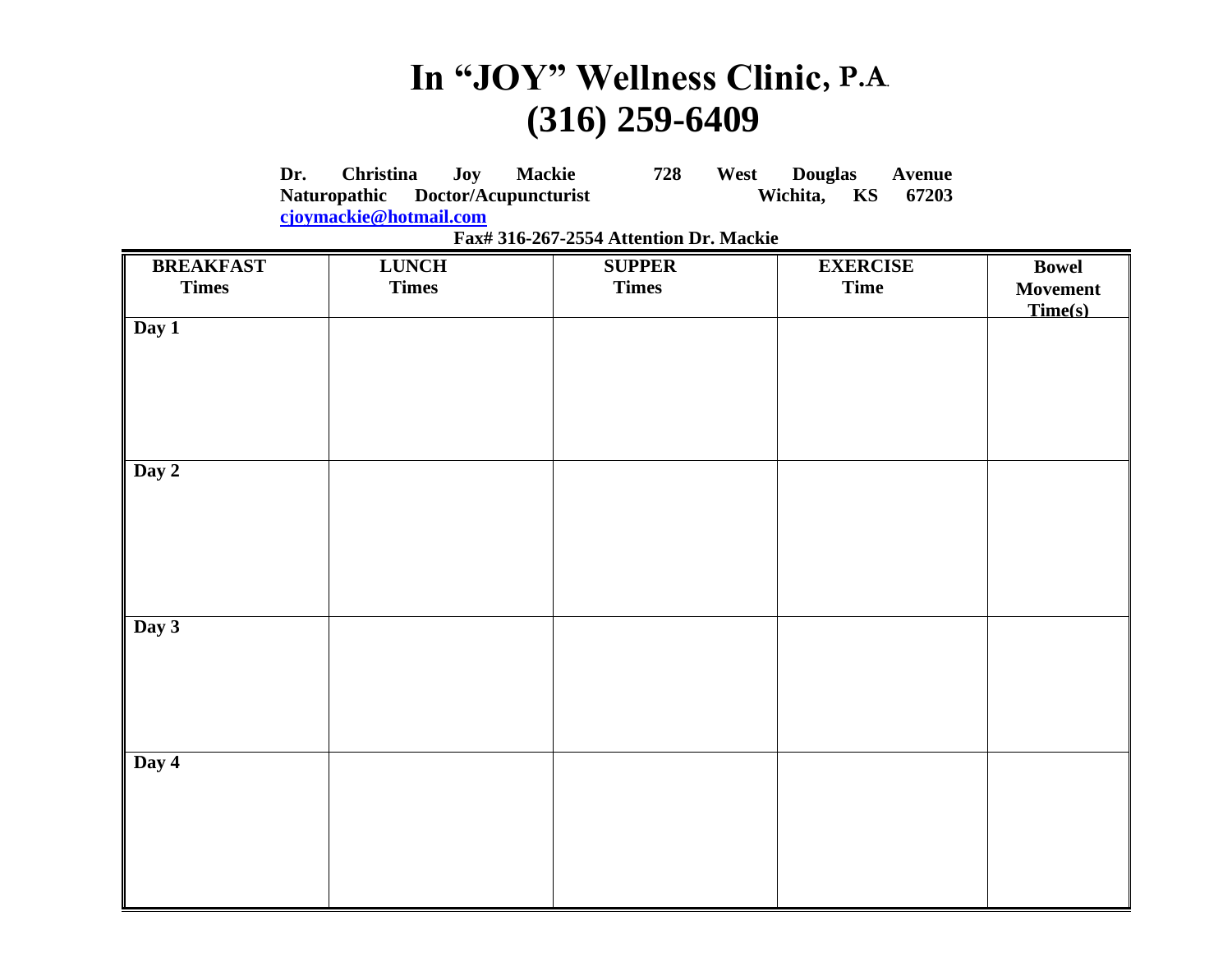# In "JOY" Wellness Clinic, P.A.
# (316) 259-6409

**Dr. Christina Joy Mackie** **728 West Douglas Avenue**
**Naturopathic Doctor/Acupuncturist** **Wichita, KS 67203**
**[cjoymackie@hotmail.com](mailto:cjoymackie@hotmail.com)**

**Fax# 316-267-2554 Attention Dr. Mackie**

| BREAKFAST Times | LUNCH Times | SUPPER Times | EXERCISE Time | Bowel Movement Time(s) |
|---|---|---|---|---|
| Day 1 | | | | |
| Day 2 | | | | |
| Day 3 | | | | |
| Day 4 | | | | |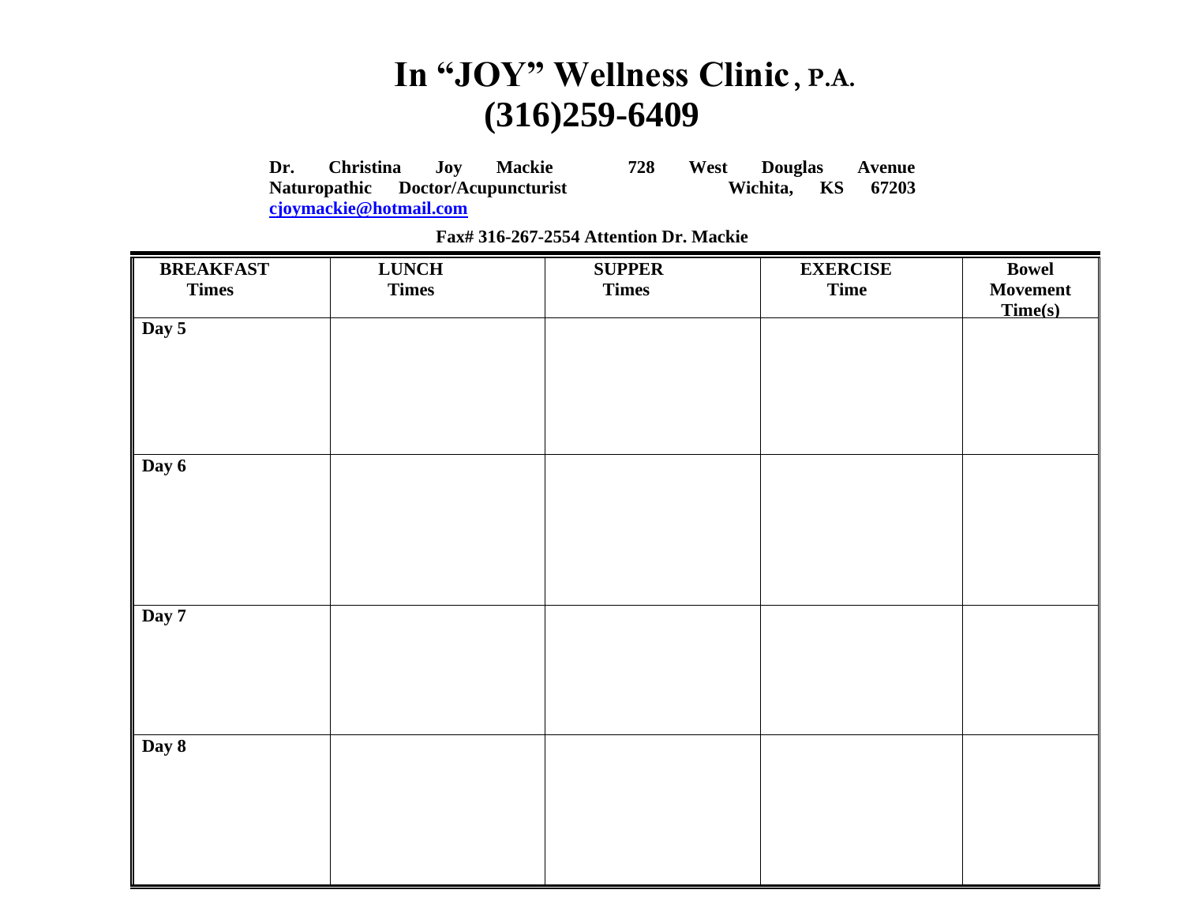# In "JOY" Wellness Clinic, P.A.
# (316)259-6409

**Dr. Christina Joy Mackie**
**Naturopathic Doctor/Acupuncturist**
**cjoymackie@hotmail.com**

**728 West Douglas Avenue**
**Wichita, KS 67203**

**Fax# 316-267-2554 Attention Dr. Mackie**

| BREAKFAST Times | LUNCH Times | SUPPER Times | EXERCISE Time | Bowel Movement Time(s) |
|---|---|---|---|---|
| Day 5 | | | | |
| Day 6 | | | | |
| Day 7 | | | | |
| Day 8 | | | | |